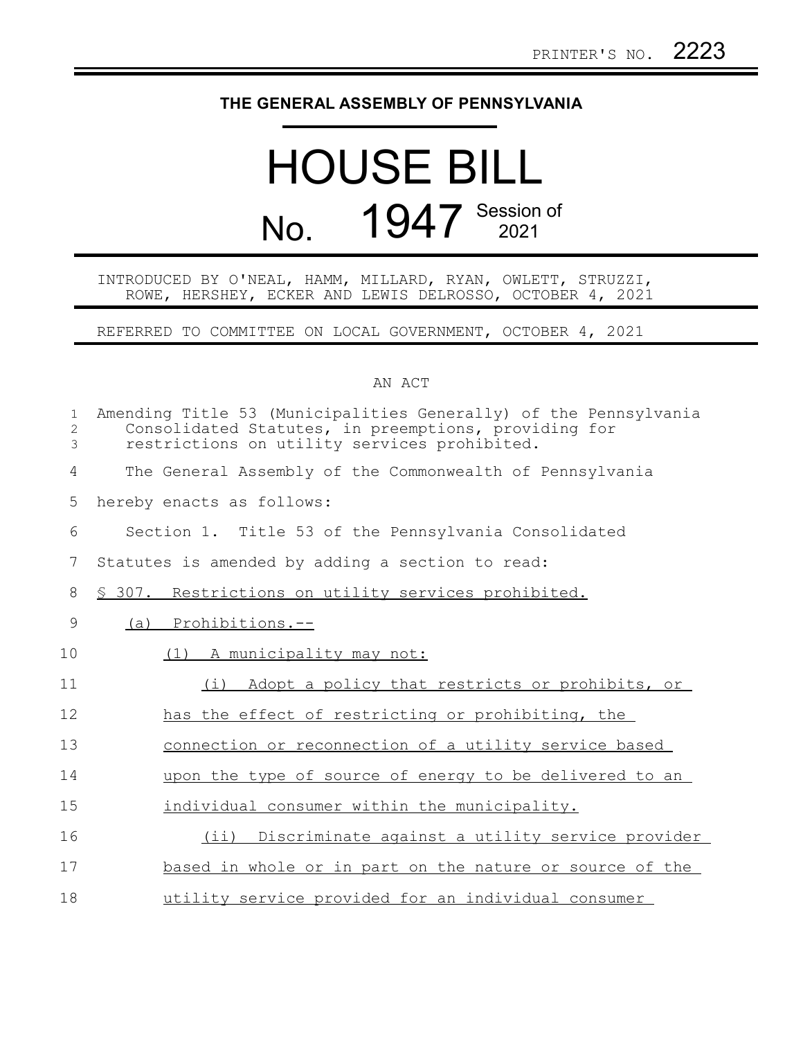PRINTER'S NO. 2223

**THE GENERAL ASSEMBLY OF PENNSYLVANIA**

# HOUSE BILL

## No. 1947 Session of 2021

INTRODUCED BY O'NEAL, HAMM, MILLARD, RYAN, OWLETT, STRUZZI, ROWE, HERSHEY, ECKER AND LEWIS DELROSSO, OCTOBER 4, 2021

REFERRED TO COMMITTEE ON LOCAL GOVERNMENT, OCTOBER 4, 2021

AN ACT

Amending Title 53 (Municipalities Generally) of the Pennsylvania Consolidated Statutes, in preemptions, providing for restrictions on utility services prohibited.

The General Assembly of the Commonwealth of Pennsylvania hereby enacts as follows:

Section 1. Title 53 of the Pennsylvania Consolidated Statutes is amended by adding a section to read:

§ 307. Restrictions on utility services prohibited.

(a) Prohibitions.--

(1) A municipality may not:

(i) Adopt a policy that restricts or prohibits, or has the effect of restricting or prohibiting, the connection or reconnection of a utility service based upon the type of source of energy to be delivered to an individual consumer within the municipality.

(ii) Discriminate against a utility service provider based in whole or in part on the nature or source of the utility service provided for an individual consumer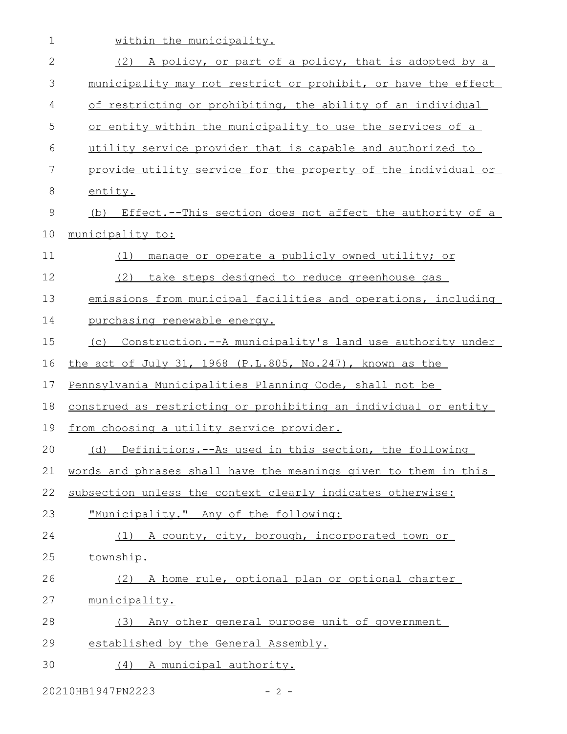within the municipality.

(2) A policy, or part of a policy, that is adopted by a municipality may not restrict or prohibit, or have the effect of restricting or prohibiting, the ability of an individual or entity within the municipality to use the services of a utility service provider that is capable and authorized to provide utility service for the property of the individual or entity.

(b) Effect.--This section does not affect the authority of a municipality to:

(1) manage or operate a publicly owned utility; or

(2) take steps designed to reduce greenhouse gas emissions from municipal facilities and operations, including purchasing renewable energy.

(c) Construction.--A municipality's land use authority under the act of July 31, 1968 (P.L.805, No.247), known as the Pennsylvania Municipalities Planning Code, shall not be construed as restricting or prohibiting an individual or entity from choosing a utility service provider.

(d) Definitions.--As used in this section, the following words and phrases shall have the meanings given to them in this subsection unless the context clearly indicates otherwise:

"Municipality." Any of the following:

(1) A county, city, borough, incorporated town or township.

(2) A home rule, optional plan or optional charter municipality.

(3) Any other general purpose unit of government established by the General Assembly.

(4) A municipal authority.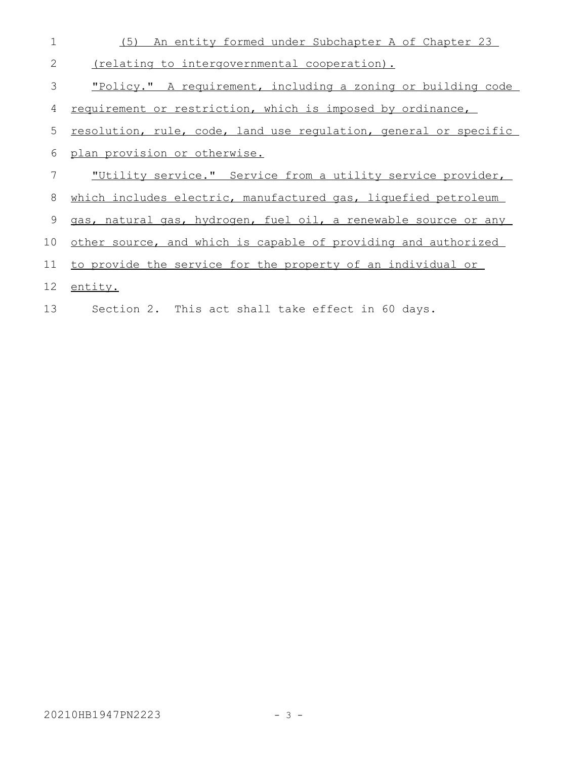(5) An entity formed under Subchapter A of Chapter 23 (relating to intergovernmental cooperation).

"Policy." A requirement, including a zoning or building code requirement or restriction, which is imposed by ordinance, resolution, rule, code, land use regulation, general or specific plan provision or otherwise.

"Utility service." Service from a utility service provider, which includes electric, manufactured gas, liquefied petroleum gas, natural gas, hydrogen, fuel oil, a renewable source or any other source, and which is capable of providing and authorized to provide the service for the property of an individual or entity.

Section 2. This act shall take effect in 60 days.